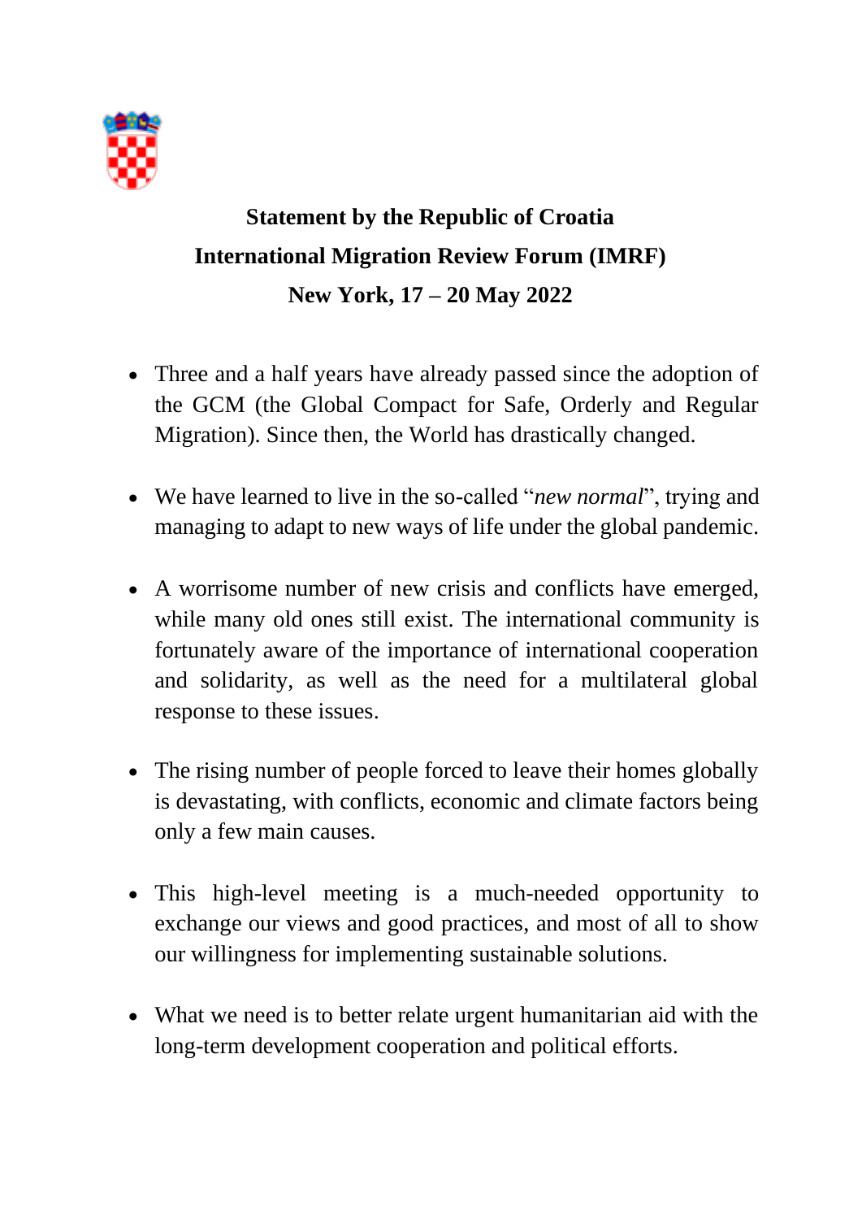**Statement by the Republic of Croatia**
**International Migration Review Forum (IMRF)**
**New York, 17 – 20 May 2022**

- Three and a half years have already passed since the adoption of the GCM (the Global Compact for Safe, Orderly and Regular Migration). Since then, the World has drastically changed.

- We have learned to live in the so-called "*new normal*", trying and managing to adapt to new ways of life under the global pandemic.

- A worrisome number of new crisis and conflicts have emerged, while many old ones still exist. The international community is fortunately aware of the importance of international cooperation and solidarity, as well as the need for a multilateral global response to these issues.

- The rising number of people forced to leave their homes globally is devastating, with conflicts, economic and climate factors being only a few main causes.

- This high-level meeting is a much-needed opportunity to exchange our views and good practices, and most of all to show our willingness for implementing sustainable solutions.

- What we need is to better relate urgent humanitarian aid with the long-term development cooperation and political efforts.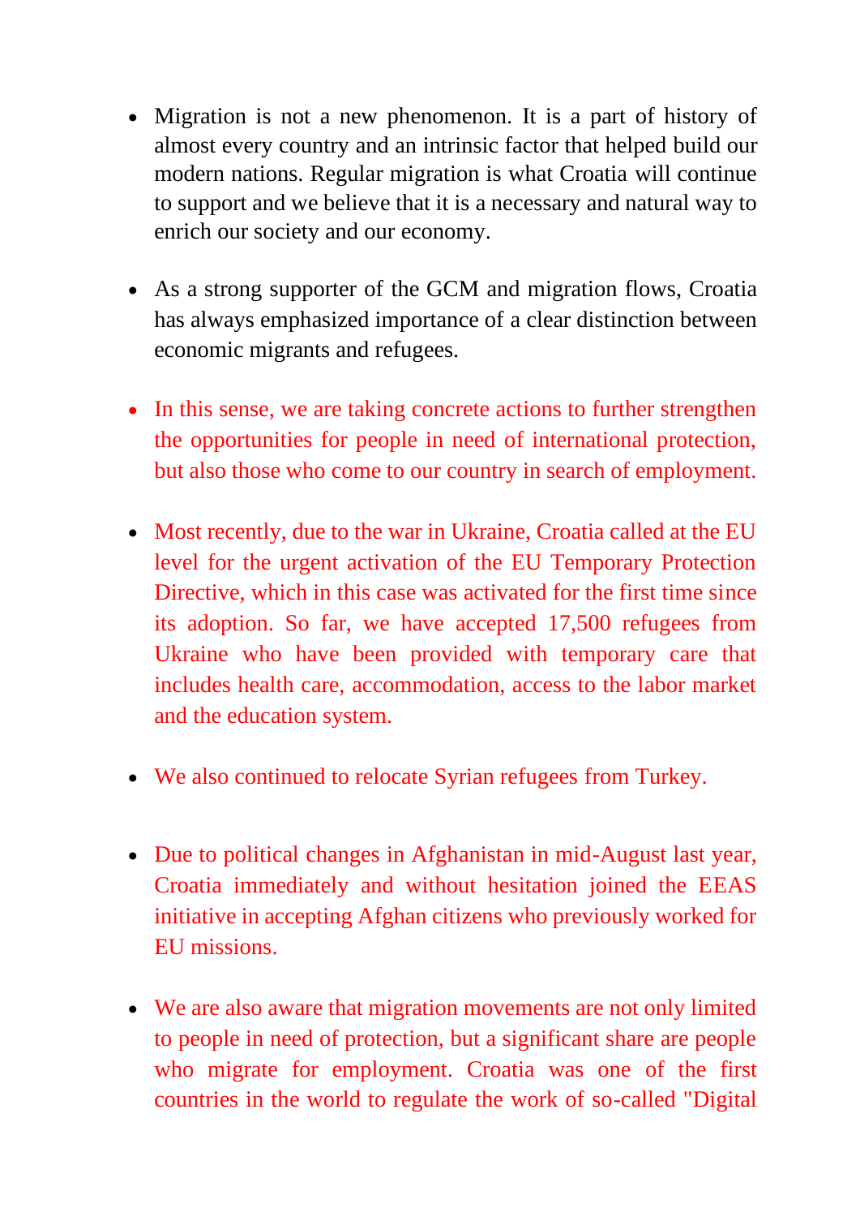- Migration is not a new phenomenon. It is a part of history of almost every country and an intrinsic factor that helped build our modern nations. Regular migration is what Croatia will continue to support and we believe that it is a necessary and natural way to enrich our society and our economy.

- As a strong supporter of the GCM and migration flows, Croatia has always emphasized importance of a clear distinction between economic migrants and refugees.

- In this sense, we are taking concrete actions to further strengthen the opportunities for people in need of international protection, but also those who come to our country in search of employment.

- Most recently, due to the war in Ukraine, Croatia called at the EU level for the urgent activation of the EU Temporary Protection Directive, which in this case was activated for the first time since its adoption. So far, we have accepted 17,500 refugees from Ukraine who have been provided with temporary care that includes health care, accommodation, access to the labor market and the education system.

- We also continued to relocate Syrian refugees from Turkey.

- Due to political changes in Afghanistan in mid-August last year, Croatia immediately and without hesitation joined the EEAS initiative in accepting Afghan citizens who previously worked for EU missions.

- We are also aware that migration movements are not only limited to people in need of protection, but a significant share are people who migrate for employment. Croatia was one of the first countries in the world to regulate the work of so-called "Digital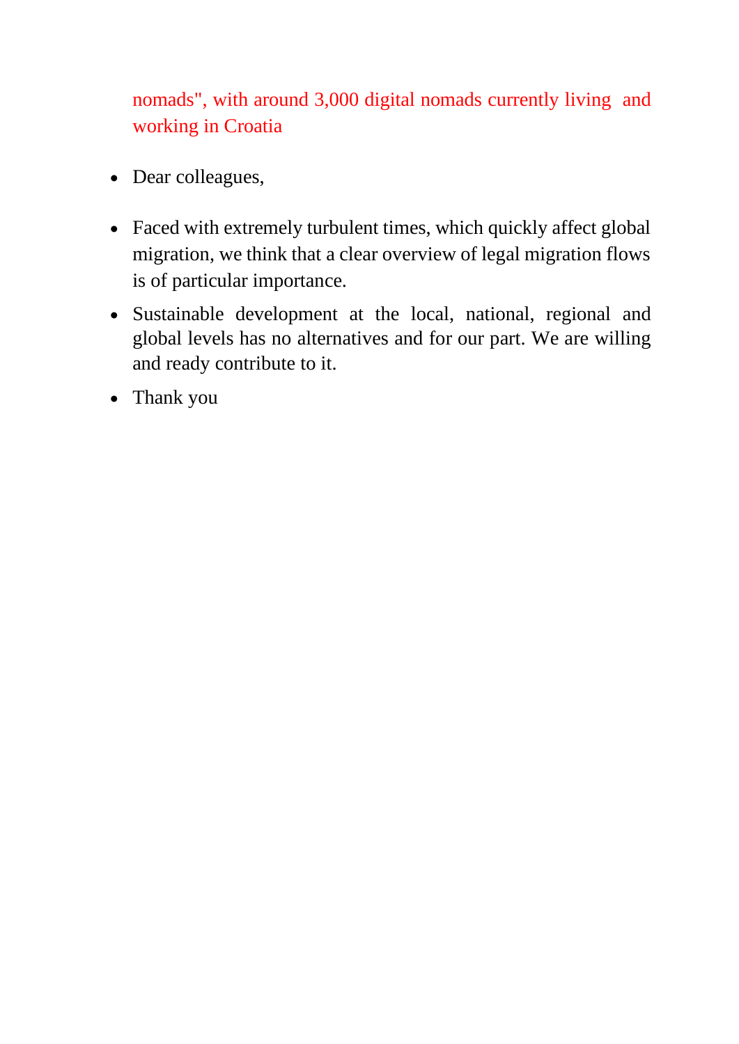nomads", with around 3,000 digital nomads currently living and working in Croatia

- Dear colleagues,

- Faced with extremely turbulent times, which quickly affect global migration, we think that a clear overview of legal migration flows is of particular importance.

- Sustainable development at the local, national, regional and global levels has no alternatives and for our part. We are willing and ready contribute to it.

- Thank you